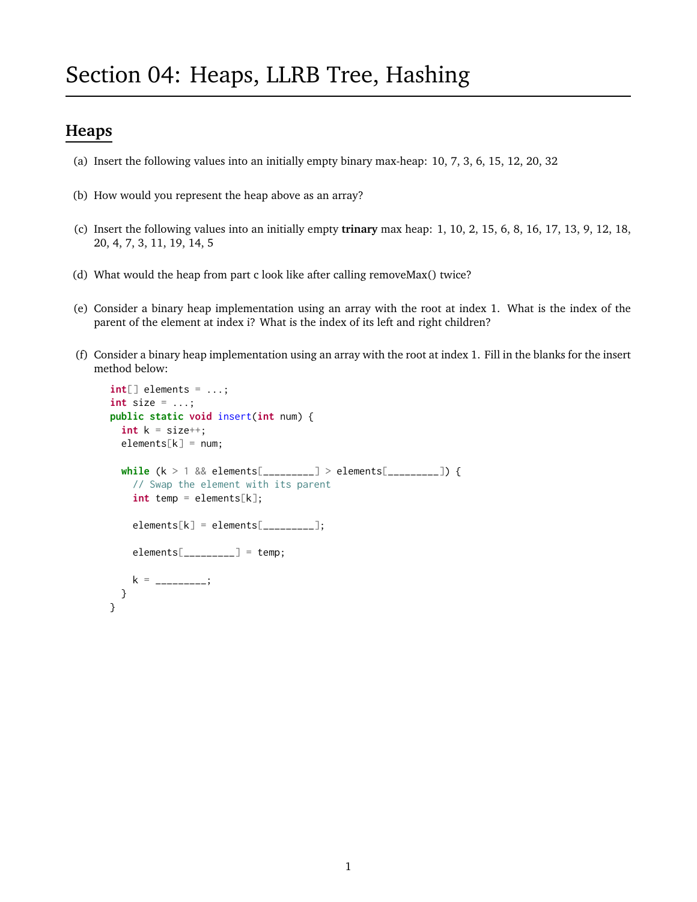# Section 04: Heaps, LLRB Tree, Hashing

## Heaps

(a) Insert the following values into an initially empty binary max-heap: 10, 7, 3, 6, 15, 12, 20, 32

(b) How would you represent the heap above as an array?

(c) Insert the following values into an initially empty **trinary** max heap: 1, 10, 2, 15, 6, 8, 16, 17, 13, 9, 12, 18, 20, 4, 7, 3, 11, 19, 14, 5

(d) What would the heap from part c look like after calling removeMax() twice?

(e) Consider a binary heap implementation using an array with the root at index 1. What is the index of the parent of the element at index i? What is the index of its left and right children?

(f) Consider a binary heap implementation using an array with the root at index 1. Fill in the blanks for the insert method below:

```
int[] elements = ...;
int size = ...;
public static void insert(int num) {
  int k = size++;
  elements[k] = num;

  while (k > 1 && elements[_________] > elements[_________]) {
    // Swap the element with its parent
    int temp = elements[k];

    elements[k] = elements[_________];

    elements[_________] = temp;

    k = _________;
  }
}
```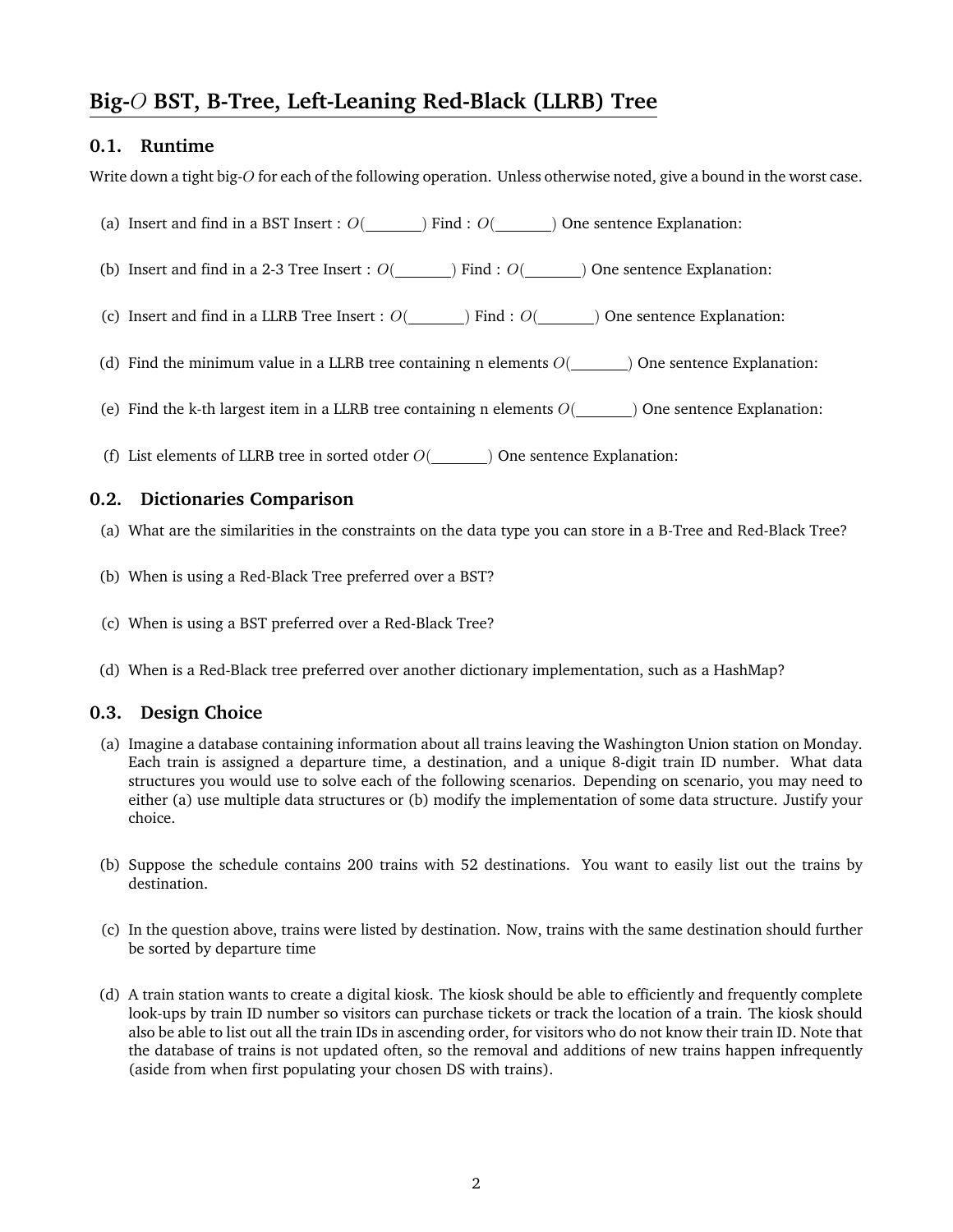## Big-$O$ BST, B-Tree, Left-Leaning Red-Black (LLRB) Tree

### 0.1. Runtime

Write down a tight big-$O$ for each of the following operation. Unless otherwise noted, give a bound in the worst case.

(a) Insert and find in a BST Insert : $O(\_\_\_\_\_\_\_)$ Find : $O(\_\_\_\_\_\_\_)$ One sentence Explanation:

(b) Insert and find in a 2-3 Tree Insert : $O(\_\_\_\_\_\_\_)$ Find : $O(\_\_\_\_\_\_\_)$ One sentence Explanation:

(c) Insert and find in a LLRB Tree Insert : $O(\_\_\_\_\_\_\_)$ Find : $O(\_\_\_\_\_\_\_)$ One sentence Explanation:

(d) Find the minimum value in a LLRB tree containing n elements $O(\_\_\_\_\_\_\_)$ One sentence Explanation:

(e) Find the k-th largest item in a LLRB tree containing n elements $O(\_\_\_\_\_\_\_)$ One sentence Explanation:

(f) List elements of LLRB tree in sorted otder $O(\_\_\_\_\_\_\_)$ One sentence Explanation:

### 0.2. Dictionaries Comparison

(a) What are the similarities in the constraints on the data type you can store in a B-Tree and Red-Black Tree?

(b) When is using a Red-Black Tree preferred over a BST?

(c) When is using BST preferred over a Red-Black Tree?

(d) When is a Red-Black tree preferred over another dictionary implementation, such as a HashMap?

### 0.3. Design Choice

(a) Imagine a database containing information about all trains leaving the Washington Union station on Monday. Each train is assigned a departure time, a destination, and a unique 8-digit train ID number. What data structures you would use to solve each of the following scenarios. Depending on scenario, you may need to either (a) use multiple data structures or (b) modify the implementation of some data structure. Justify your choice.

(b) Suppose the schedule contains 200 trains with 52 destinations. You want to easily list out the trains by destination.

(c) In the question above, trains were listed by destination. Now, trains with the same destination should further be sorted by departure time

(d) A train station wants to create a digital kiosk. The kiosk should be able to efficiently and frequently complete look-ups by train ID number so visitors can purchase tickets or track the location of a train. The kiosk should also be able to list out all the train IDs in ascending order, for visitors who do not know their train ID. Note that the database of trains is not updated often, so the removal and additions of new trains happen infrequently (aside from when first populating your chosen DS with trains).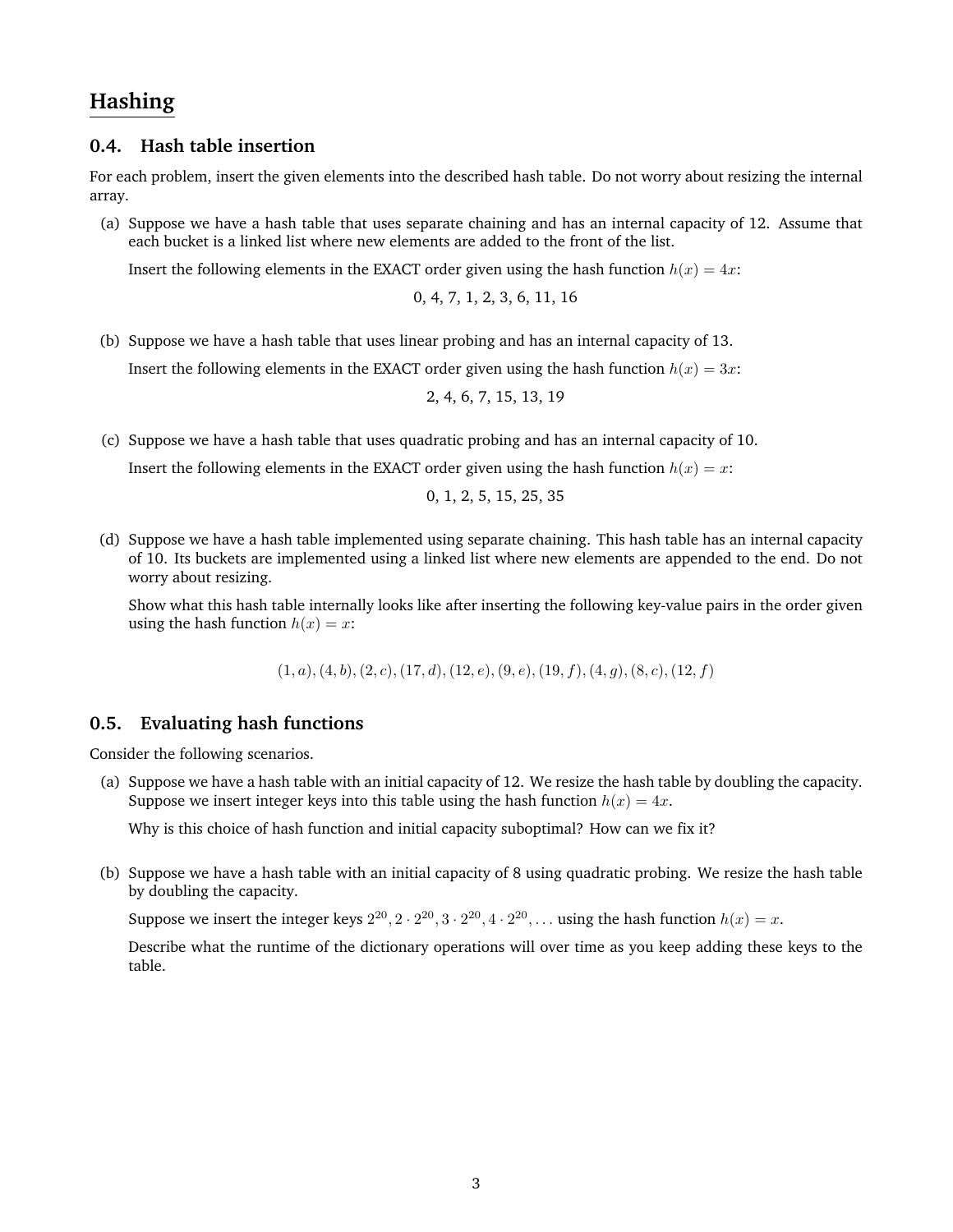# Hashing

## 0.4. Hash table insertion

For each problem, insert the given elements into the described hash table. Do not worry about resizing the internal array.

(a) Suppose we have a hash table that uses separate chaining and has an internal capacity of 12. Assume that each bucket is a linked list where new elements are added to the front of the list.

Insert the following elements in the EXACT order given using the hash function $h(x) = 4x$:

0, 4, 7, 1, 2, 3, 6, 11, 16

(b) Suppose we have a hash table that uses linear probing and has an internal capacity of 13.

Insert the following elements in the EXACT order given using the hash function $h(x) = 3x$:

2, 4, 6, 7, 15, 13, 19

(c) Suppose we have a hash table that uses quadratic probing and has an internal capacity of 10.

Insert the following elements in the EXACT order given using the hash function $h(x) = x$:

0, 1, 2, 5, 15, 25, 35

(d) Suppose we have a hash table implemented using separate chaining. This hash table has an internal capacity of 10. Its buckets are implemented using a linked list where new elements are appended to the end. Do not worry about resizing.

Show what this hash table internally looks like after inserting the following key-value pairs in the order given using the hash function $h(x) = x$:

$$(1, a), (4, b), (2, c), (17, d), (12, e), (9, e), (19, f), (4, g), (8, c), (12, f)$$

## 0.5. Evaluating hash functions

Consider the following scenarios.

(a) Suppose we have a hash table with an initial capacity of 12. We resize the hash table by doubling the capacity. Suppose we insert integer keys into this table using the hash function $h(x) = 4x$.

Why is this choice of hash function and initial capacity suboptimal? How can we fix it?

(b) Suppose we have a hash table with an initial capacity of 8 using quadratic probing. We resize the hash table by doubling the capacity.

Suppose we insert the integer keys $2^{20}, 2 \cdot 2^{20}, 3 \cdot 2^{20}, 4 \cdot 2^{20}, \ldots$ using the hash function $h(x) = x$.

Describe what the runtime of the dictionary operations will over time as you keep adding these keys to the table.